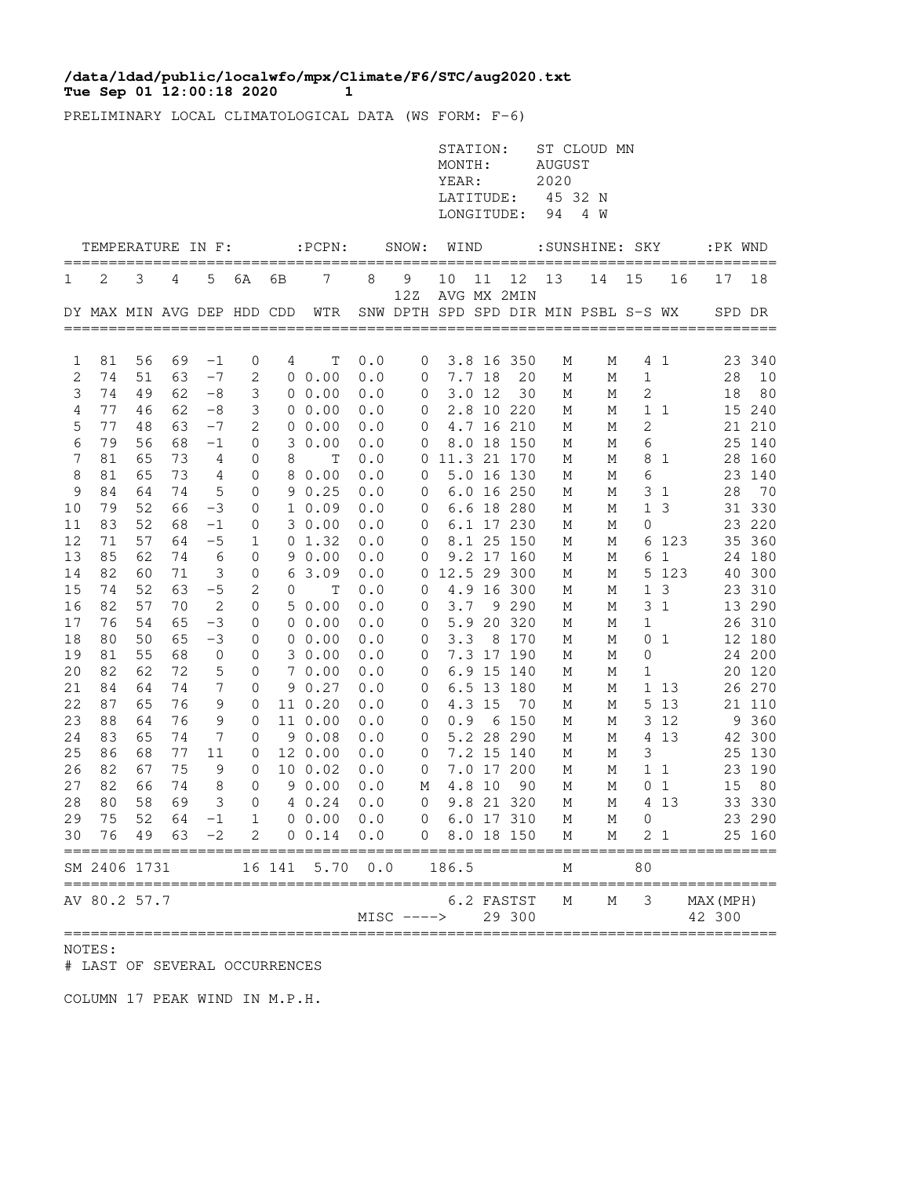**/data/ldad/public/localwfo/mpx/Climate/F6/STC/aug2020.txt**
**Tue Sep 01 12:00:18 2020 1**

PRELIMINARY LOCAL CLIMATOLOGICAL DATA (WS FORM: F-6)

STATION: ST CLOUD MN
MONTH: AUGUST
YEAR: 2020
LATITUDE: 45 32 N
LONGITUDE: 94 4 W

| TEMPERATURE IN F: | | | | | | | :PCPN: | SNOW: | | WIND | | | :SUNSHINE: | | SKY | | :PK WND | |
|---|---|---|---|---|---|---|---|---|---|---|---|---|---|---|---|---|---|---|
| 1 | 2 | 3 | 4 | 5 | 6A | 6B | 7 | 8 | 9 12Z | 10 AVG | 11 MX | 12 2MIN | 13 | 14 | 15 | 16 | 17 | 18 |
| DY | MAX | MIN | AVG | DEP | HDD | CDD | WTR | SNW | DPTH | SPD | SPD | DIR | MIN | PSBL | S-S | WX | SPD | DR |
| 1 | 81 | 56 | 69 | -1 | 0 | 4 | T | 0.0 | 0 | 3.8 | 16 | 350 | M | M | 4 | 1 | 23 | 340 |
| 2 | 74 | 51 | 63 | -7 | 2 | 0 | 0.00 | 0.0 | 0 | 7.7 | 18 | 20 | M | M | 1 | | 28 | 10 |
| 3 | 74 | 49 | 62 | -8 | 3 | 0 | 0.00 | 0.0 | 0 | 3.0 | 12 | 30 | M | M | 2 | | 18 | 80 |
| 4 | 77 | 46 | 62 | -8 | 3 | 0 | 0.00 | 0.0 | 0 | 2.8 | 10 | 220 | M | M | 1 | 1 | 15 | 240 |
| 5 | 77 | 48 | 63 | -7 | 2 | 0 | 0.00 | 0.0 | 0 | 4.7 | 16 | 210 | M | M | 2 | | 21 | 210 |
| 6 | 79 | 56 | 68 | -1 | 0 | 3 | 0.00 | 0.0 | 0 | 8.0 | 18 | 150 | M | M | 6 | | 25 | 140 |
| 7 | 81 | 65 | 73 | 4 | 0 | 8 | T | 0.0 | 0 | 11.3 | 21 | 170 | M | M | 8 | 1 | 28 | 160 |
| 8 | 81 | 65 | 73 | 4 | 0 | 8 | 0.00 | 0.0 | 0 | 5.0 | 16 | 130 | M | M | 6 | | 23 | 140 |
| 9 | 84 | 64 | 74 | 5 | 0 | 9 | 0.25 | 0.0 | 0 | 6.0 | 16 | 250 | M | M | 3 | 1 | 28 | 70 |
| 10 | 79 | 52 | 66 | -3 | 0 | 1 | 0.09 | 0.0 | 0 | 6.6 | 18 | 280 | M | M | 1 | 3 | 31 | 330 |
| 11 | 83 | 52 | 68 | -1 | 0 | 3 | 0.00 | 0.0 | 0 | 6.1 | 17 | 230 | M | M | 0 | | 23 | 220 |
| 12 | 71 | 57 | 64 | -5 | 1 | 0 | 1.32 | 0.0 | 0 | 8.1 | 25 | 150 | M | M | 6 | 123 | 35 | 360 |
| 13 | 85 | 62 | 74 | 6 | 0 | 9 | 0.00 | 0.0 | 0 | 9.2 | 17 | 160 | M | M | 6 | 1 | 24 | 180 |
| 14 | 82 | 60 | 71 | 3 | 0 | 6 | 3.09 | 0.0 | 0 | 12.5 | 29 | 300 | M | M | 5 | 123 | 40 | 300 |
| 15 | 74 | 52 | 63 | -5 | 2 | 0 | T | 0.0 | 0 | 4.9 | 16 | 300 | M | M | 1 | 3 | 23 | 310 |
| 16 | 82 | 57 | 70 | 2 | 0 | 5 | 0.00 | 0.0 | 0 | 3.7 | 9 | 290 | M | M | 3 | 1 | 13 | 290 |
| 17 | 76 | 54 | 65 | -3 | 0 | 0 | 0.00 | 0.0 | 0 | 5.9 | 20 | 320 | M | M | 1 | | 26 | 310 |
| 18 | 80 | 50 | 65 | -3 | 0 | 0 | 0.00 | 0.0 | 0 | 3.3 | 8 | 170 | M | M | 0 | 1 | 12 | 180 |
| 19 | 81 | 55 | 68 | 0 | 0 | 3 | 0.00 | 0.0 | 0 | 7.3 | 17 | 190 | M | M | 0 | | 24 | 200 |
| 20 | 82 | 62 | 72 | 5 | 0 | 7 | 0.00 | 0.0 | 0 | 6.9 | 15 | 140 | M | M | 1 | | 20 | 120 |
| 21 | 84 | 64 | 74 | 7 | 0 | 9 | 0.27 | 0.0 | 0 | 6.5 | 13 | 180 | M | M | 1 | 13 | 26 | 270 |
| 22 | 87 | 65 | 76 | 9 | 0 | 11 | 0.20 | 0.0 | 0 | 4.3 | 15 | 70 | M | M | 5 | 13 | 21 | 110 |
| 23 | 88 | 64 | 76 | 9 | 0 | 11 | 0.00 | 0.0 | 0 | 0.9 | 6 | 150 | M | M | 3 | 12 | 9 | 360 |
| 24 | 83 | 65 | 74 | 7 | 0 | 9 | 0.08 | 0.0 | 0 | 5.2 | 28 | 290 | M | M | 4 | 13 | 42 | 300 |
| 25 | 86 | 68 | 77 | 11 | 0 | 12 | 0.00 | 0.0 | 0 | 7.2 | 15 | 140 | M | M | 3 | | 25 | 130 |
| 26 | 82 | 67 | 75 | 9 | 0 | 10 | 0.02 | 0.0 | 0 | 7.0 | 17 | 200 | M | M | 1 | 1 | 23 | 190 |
| 27 | 82 | 66 | 74 | 8 | 0 | 9 | 0.00 | 0.0 | M | 4.8 | 10 | 90 | M | M | 0 | 1 | 15 | 80 |
| 28 | 80 | 58 | 69 | 3 | 0 | 4 | 0.24 | 0.0 | 0 | 9.8 | 21 | 320 | M | M | 4 | 13 | 33 | 330 |
| 29 | 75 | 52 | 64 | -1 | 1 | 0 | 0.00 | 0.0 | 0 | 6.0 | 17 | 310 | M | M | 0 | | 23 | 290 |
| 30 | 76 | 49 | 63 | -2 | 2 | 0 | 0.14 | 0.0 | 0 | 8.0 | 18 | 150 | M | M | 2 | 1 | 25 | 160 |
| SM | 2406 | 1731 | | | 16 | 141 | 5.70 | 0.0 | | 186.5 | | | M | | 80 | | | |
| AV | 80.2 | 57.7 | | | | | | | | 6.2 | FASTST | | M | M | 3 | | MAX(MPH) | |
| | | | | | | | MISC ----> | | | | 29 | 300 | | | | | 42 | 300 |

NOTES:
# LAST OF SEVERAL OCCURRENCES

COLUMN 17 PEAK WIND IN M.P.H.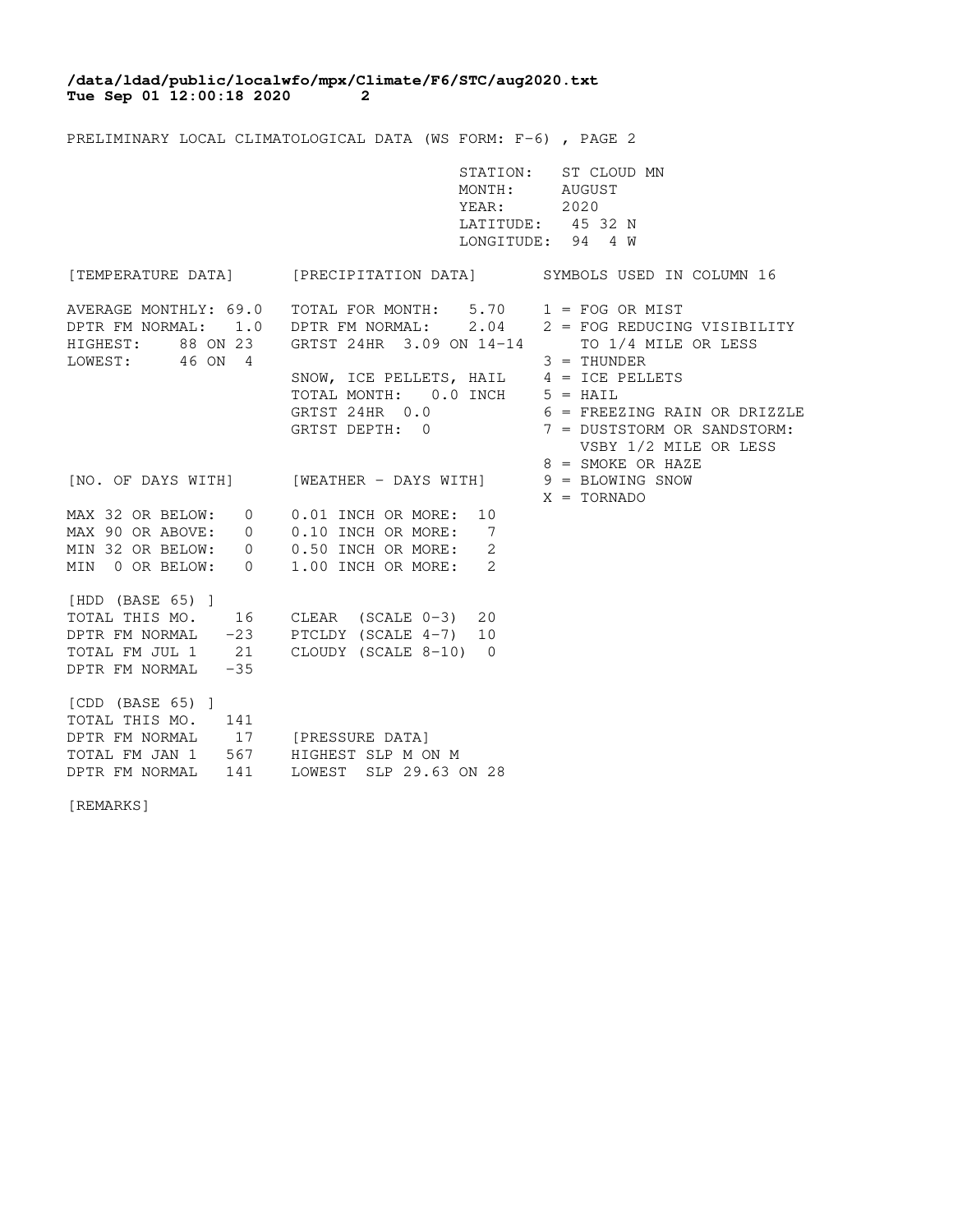**/data/ldad/public/localwfo/mpx/Climate/F6/STC/aug2020.txt**
**Tue Sep 01 12:00:18 2020 2**

PRELIMINARY LOCAL CLIMATOLOGICAL DATA (WS FORM: F-6) , PAGE 2

STATION: ST CLOUD MN
MONTH: AUGUST
YEAR: 2020
LATITUDE: 45 32 N
LONGITUDE: 94 4 W

[TEMPERATURE DATA]

AVERAGE MONTHLY: 69.0
DPTR FM NORMAL: 1.0
HIGHEST: 88 ON 23
LOWEST: 46 ON 4

[PRECIPITATION DATA]

TOTAL FOR MONTH: 5.70
DPTR FM NORMAL: 2.04
GRTST 24HR 3.09 ON 14-14

SNOW, ICE PELLETS, HAIL
TOTAL MONTH: 0.0 INCH
GRTST 24HR 0.0
GRTST DEPTH: 0

SYMBOLS USED IN COLUMN 16

1 = FOG OR MIST
2 = FOG REDUCING VISIBILITY TO 1/4 MILE OR LESS
3 = THUNDER
4 = ICE PELLETS
5 = HAIL
6 = FREEZING RAIN OR DRIZZLE
7 = DUSTSTORM OR SANDSTORM: VSBY 1/2 MILE OR LESS
8 = SMOKE OR HAZE
9 = BLOWING SNOW
X = TORNADO

[NO. OF DAYS WITH]

MAX 32 OR BELOW: 0
MAX 90 OR ABOVE: 0
MIN 32 OR BELOW: 0
MIN 0 OR BELOW: 0

[WEATHER - DAYS WITH]

0.01 INCH OR MORE: 10
0.10 INCH OR MORE: 7
0.50 INCH OR MORE: 2
1.00 INCH OR MORE: 2

[HDD (BASE 65) ]

TOTAL THIS MO. 16
DPTR FM NORMAL -23
TOTAL FM JUL 1 21
DPTR FM NORMAL -35

CLEAR (SCALE 0-3) 20
PTCLDY (SCALE 4-7) 10
CLOUDY (SCALE 8-10) 0

[CDD (BASE 65) ]

TOTAL THIS MO. 141
DPTR FM NORMAL 17
TOTAL FM JAN 1 567
DPTR FM NORMAL 141

[PRESSURE DATA]

HIGHEST SLP M ON M
LOWEST SLP 29.63 ON 28

[REMARKS]